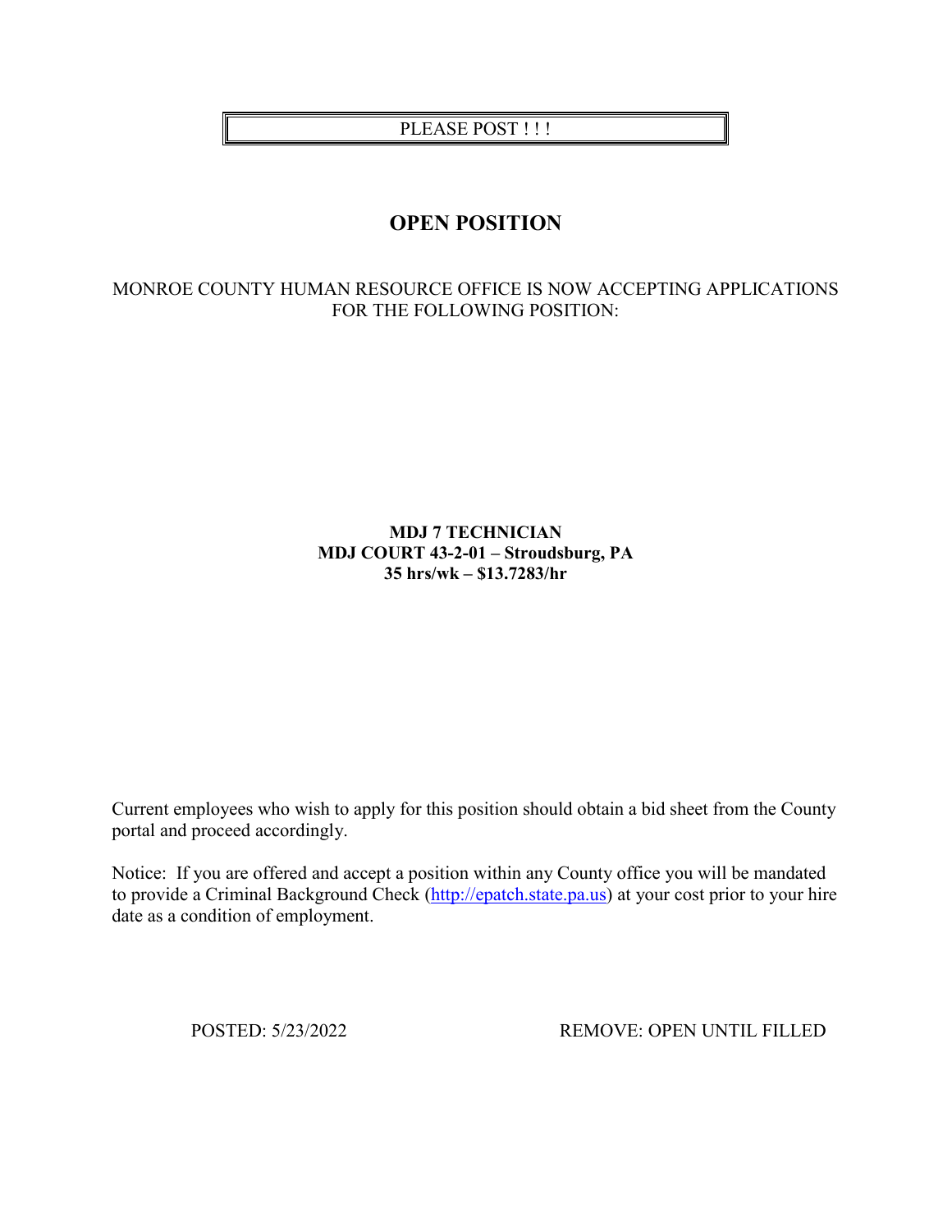PLEASE POST ! ! !

# OPEN POSITION

MONROE COUNTY HUMAN RESOURCE OFFICE IS NOW ACCEPTING APPLICATIONS FOR THE FOLLOWING POSITION:

**MDJ 7 TECHNICIAN**
**MDJ COURT 43-2-01 – Stroudsburg, PA**
**35 hrs/wk – $13.7283/hr**

Current employees who wish to apply for this position should obtain a bid sheet from the County portal and proceed accordingly.

Notice: If you are offered and accept a position within any County office you will be mandated to provide a Criminal Background Check (http://epatch.state.pa.us) at your cost prior to your hire date as a condition of employment.

POSTED: 5/23/2022 REMOVE: OPEN UNTIL FILLED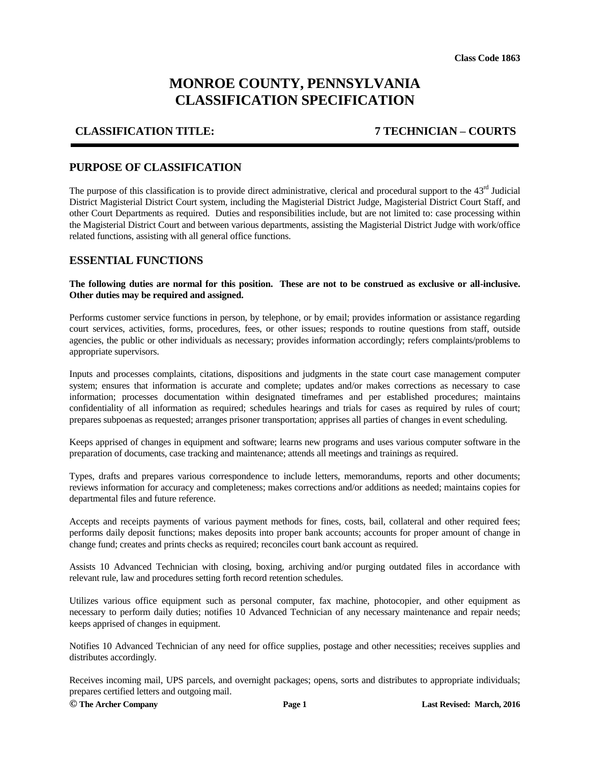Class Code 1863

# MONROE COUNTY, PENNSYLVANIA
# CLASSIFICATION SPECIFICATION

**CLASSIFICATION TITLE:** **7 TECHNICIAN – COURTS**

## PURPOSE OF CLASSIFICATION

The purpose of this classification is to provide direct administrative, clerical and procedural support to the 43rd Judicial District Magisterial District Court system, including the Magisterial District Judge, Magisterial District Court Staff, and other Court Departments as required. Duties and responsibilities include, but are not limited to: case processing within the Magisterial District Court and between various departments, assisting the Magisterial District Judge with work/office related functions, assisting with all general office functions.

## ESSENTIAL FUNCTIONS

**The following duties are normal for this position. These are not to be construed as exclusive or all-inclusive. Other duties may be required and assigned.**

Performs customer service functions in person, by telephone, or by email; provides information or assistance regarding court services, activities, forms, procedures, fees, or other issues; responds to routine questions from staff, outside agencies, the public or other individuals as necessary; provides information accordingly; refers complaints/problems to appropriate supervisors.

Inputs and processes complaints, citations, dispositions and judgments in the state court case management computer system; ensures that information is accurate and complete; updates and/or makes corrections as necessary to case information; processes documentation within designated timeframes and per established procedures; maintains confidentiality of all information as required; schedules hearings and trials for cases as required by rules of court; prepares subpoenas as requested; arranges prisoner transportation; apprises all parties of changes in event scheduling.

Keeps apprised of changes in equipment and software; learns new programs and uses various computer software in the preparation of documents, case tracking and maintenance; attends all meetings and trainings as required.

Types, drafts and prepares various correspondence to include letters, memorandums, reports and other documents; reviews information for accuracy and completeness; makes corrections and/or additions as needed; maintains copies for departmental files and future reference.

Accepts and receipts payments of various payment methods for fines, costs, bail, collateral and other required fees; performs daily deposit functions; makes deposits into proper bank accounts; accounts for proper amount of change in change fund; creates and prints checks as required; reconciles court bank account as required.

Assists 10 Advanced Technician with closing, boxing, archiving and/or purging outdated files in accordance with relevant rule, law and procedures setting forth record retention schedules.

Utilizes various office equipment such as personal computer, fax machine, photocopier, and other equipment as necessary to perform daily duties; notifies 10 Advanced Technician of any necessary maintenance and repair needs; keeps apprised of changes in equipment.

Notifies 10 Advanced Technician of any need for office supplies, postage and other necessities; receives supplies and distributes accordingly.

Receives incoming mail, UPS parcels, and overnight packages; opens, sorts and distributes to appropriate individuals; prepares certified letters and outgoing mail.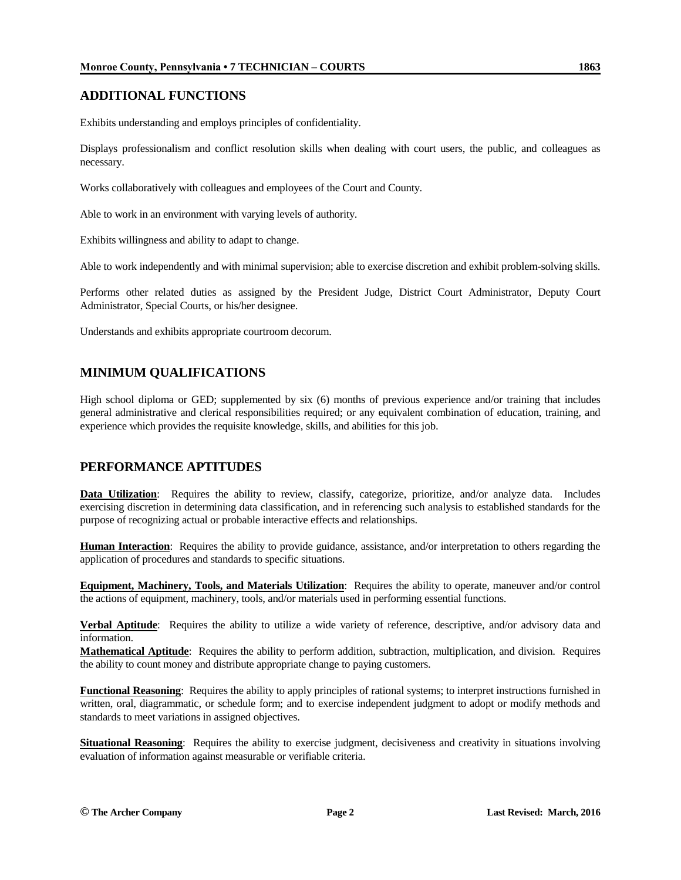## ADDITIONAL FUNCTIONS

Exhibits understanding and employs principles of confidentiality.

Displays professionalism and conflict resolution skills when dealing with court users, the public, and colleagues as necessary.

Works collaboratively with colleagues and employees of the Court and County.

Able to work in an environment with varying levels of authority.

Exhibits willingness and ability to adapt to change.

Able to work independently and with minimal supervision; able to exercise discretion and exhibit problem-solving skills.

Performs other related duties as assigned by the President Judge, District Court Administrator, Deputy Court Administrator, Special Courts, or his/her designee.

Understands and exhibits appropriate courtroom decorum.

## MINIMUM QUALIFICATIONS

High school diploma or GED; supplemented by six (6) months of previous experience and/or training that includes general administrative and clerical responsibilities required; or any equivalent combination of education, training, and experience which provides the requisite knowledge, skills, and abilities for this job.

## PERFORMANCE APTITUDES

**Data Utilization**: Requires the ability to review, classify, categorize, prioritize, and/or analyze data. Includes exercising discretion in determining data classification, and in referencing such analysis to established standards for the purpose of recognizing actual or probable interactive effects and relationships.

**Human Interaction**: Requires the ability to provide guidance, assistance, and/or interpretation to others regarding the application of procedures and standards to specific situations.

**Equipment, Machinery, Tools, and Materials Utilization**: Requires the ability to operate, maneuver and/or control the actions of equipment, machinery, tools, and/or materials used in performing essential functions.

**Verbal Aptitude**: Requires the ability to utilize a wide variety of reference, descriptive, and/or advisory data and information.

**Mathematical Aptitude**: Requires the ability to perform addition, subtraction, multiplication, and division. Requires the ability to count money and distribute appropriate change to paying customers.

**Functional Reasoning**: Requires the ability to apply principles of rational systems; to interpret instructions furnished in written, oral, diagrammatic, or schedule form; and to exercise independent judgment to adopt or modify methods and standards to meet variations in assigned objectives.

**Situational Reasoning**: Requires the ability to exercise judgment, decisiveness and creativity in situations involving evaluation of information against measurable or verifiable criteria.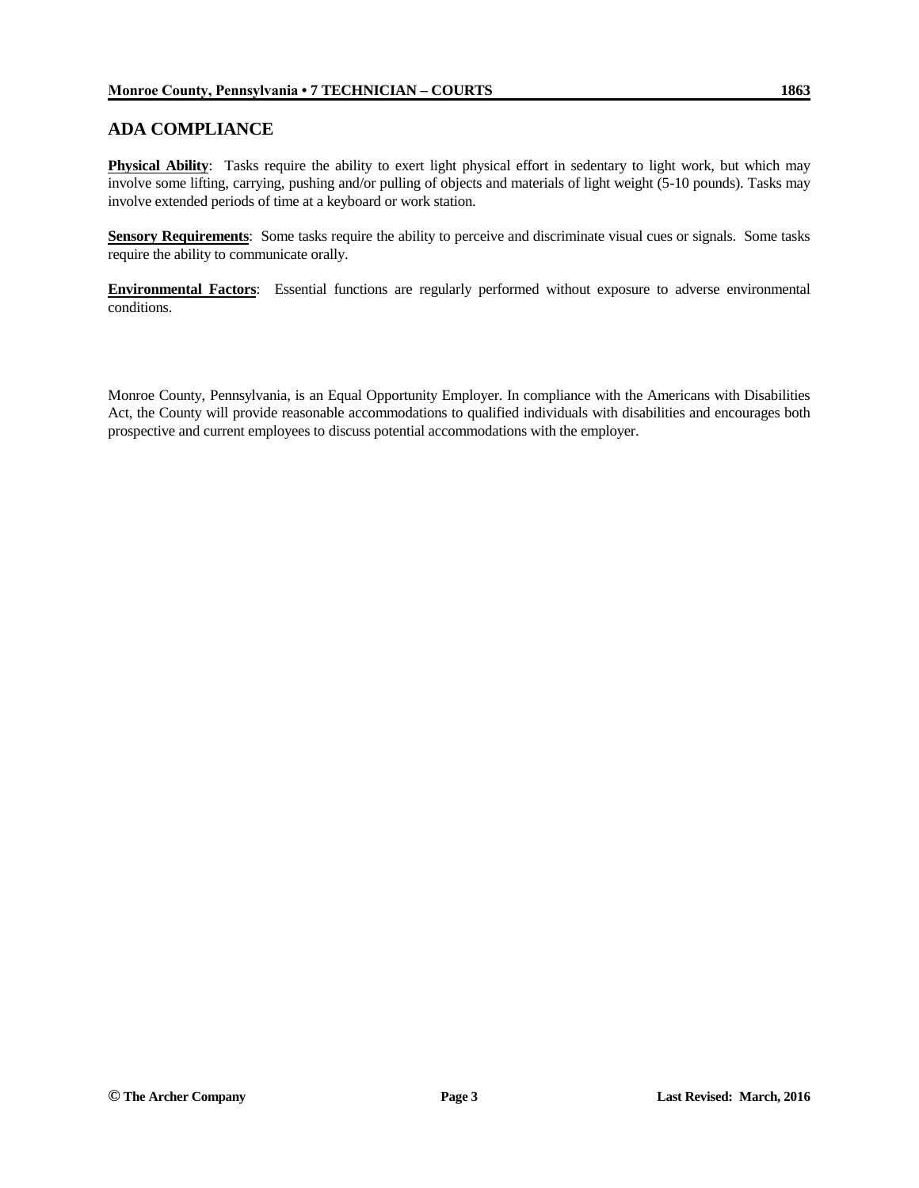## ADA COMPLIANCE

**Physical Ability**: Tasks require the ability to exert light physical effort in sedentary to light work, but which may involve some lifting, carrying, pushing and/or pulling of objects and materials of light weight (5-10 pounds). Tasks may involve extended periods of time at a keyboard or work station.

**Sensory Requirements**: Some tasks require the ability to perceive and discriminate visual cues or signals. Some tasks require the ability to communicate orally.

**Environmental Factors**: Essential functions are regularly performed without exposure to adverse environmental conditions.

Monroe County, Pennsylvania, is an Equal Opportunity Employer. In compliance with the Americans with Disabilities Act, the County will provide reasonable accommodations to qualified individuals with disabilities and encourages both prospective and current employees to discuss potential accommodations with the employer.